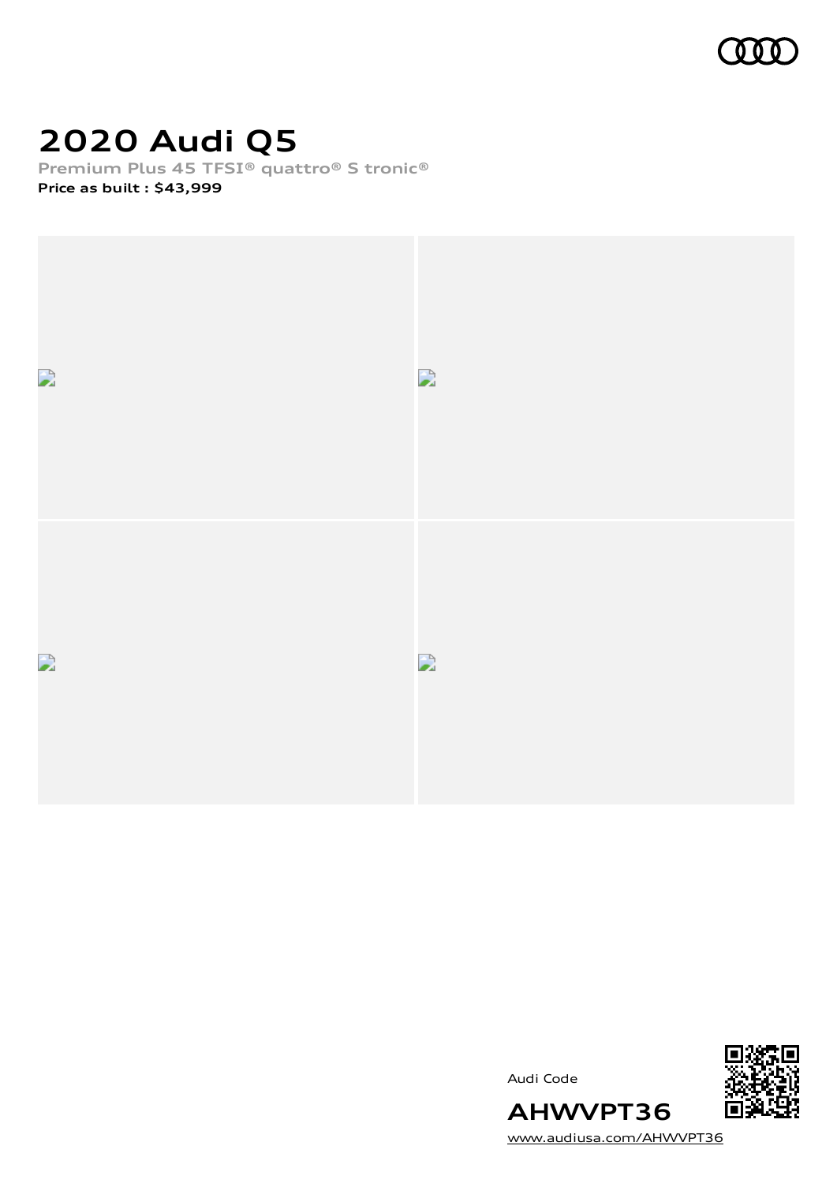# 2020 Audi Q5

**Premium Plus 45 TFSI® quattro® S tronic®**

**Price as built : $43,999**

Audi Code

**AHWVPT36**

www.audiusa.com/AHWVPT36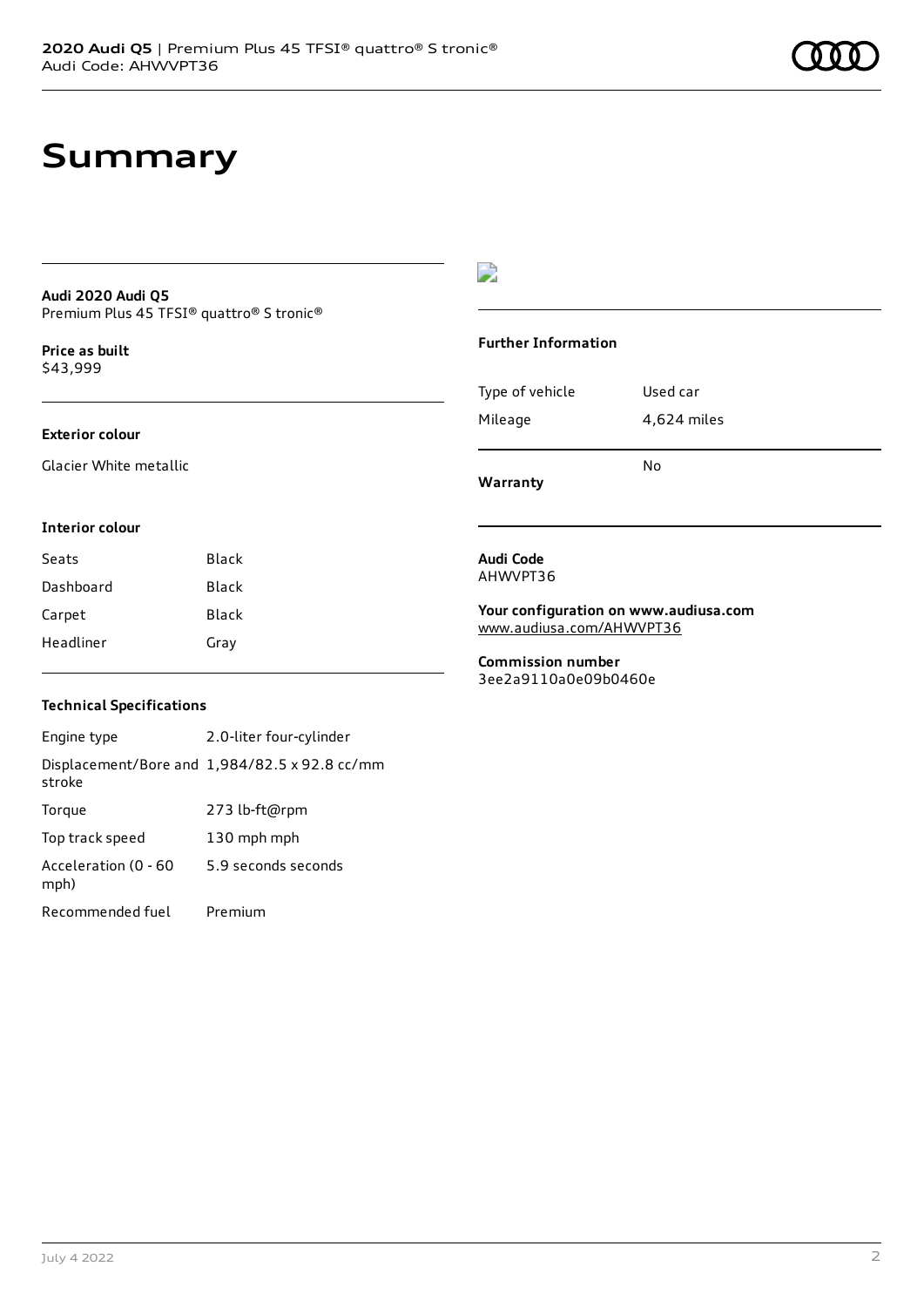# Summary

**Audi 2020 Audi Q5**
Premium Plus 45 TFSI® quattro® S tronic®

**Price as built**
$43,999

**Exterior colour**

Glacier White metallic

**Interior colour**

| Seats | Black |
|---|---|
| Dashboard | Black |
| Carpet | Black |
| Headliner | Gray |

**Technical Specifications**

| Engine type | 2.0-liter four-cylinder |
|---|---|
| Displacement/Bore and stroke | 1,984/82.5 x 92.8 cc/mm |
| Torque | 273 lb-ft@rpm |
| Top track speed | 130 mph mph |
| Acceleration (0 - 60 mph) | 5.9 seconds seconds |
| Recommended fuel | Premium |

**Further Information**

| Type of vehicle | Used car |
|---|---|
| Mileage | 4,624 miles |
| **Warranty** | No |

**Audi Code**
AHWVPT36

**Your configuration on www.audiusa.com**
www.audiusa.com/AHWVPT36

**Commission number**
3ee2a9110a0e09b0460e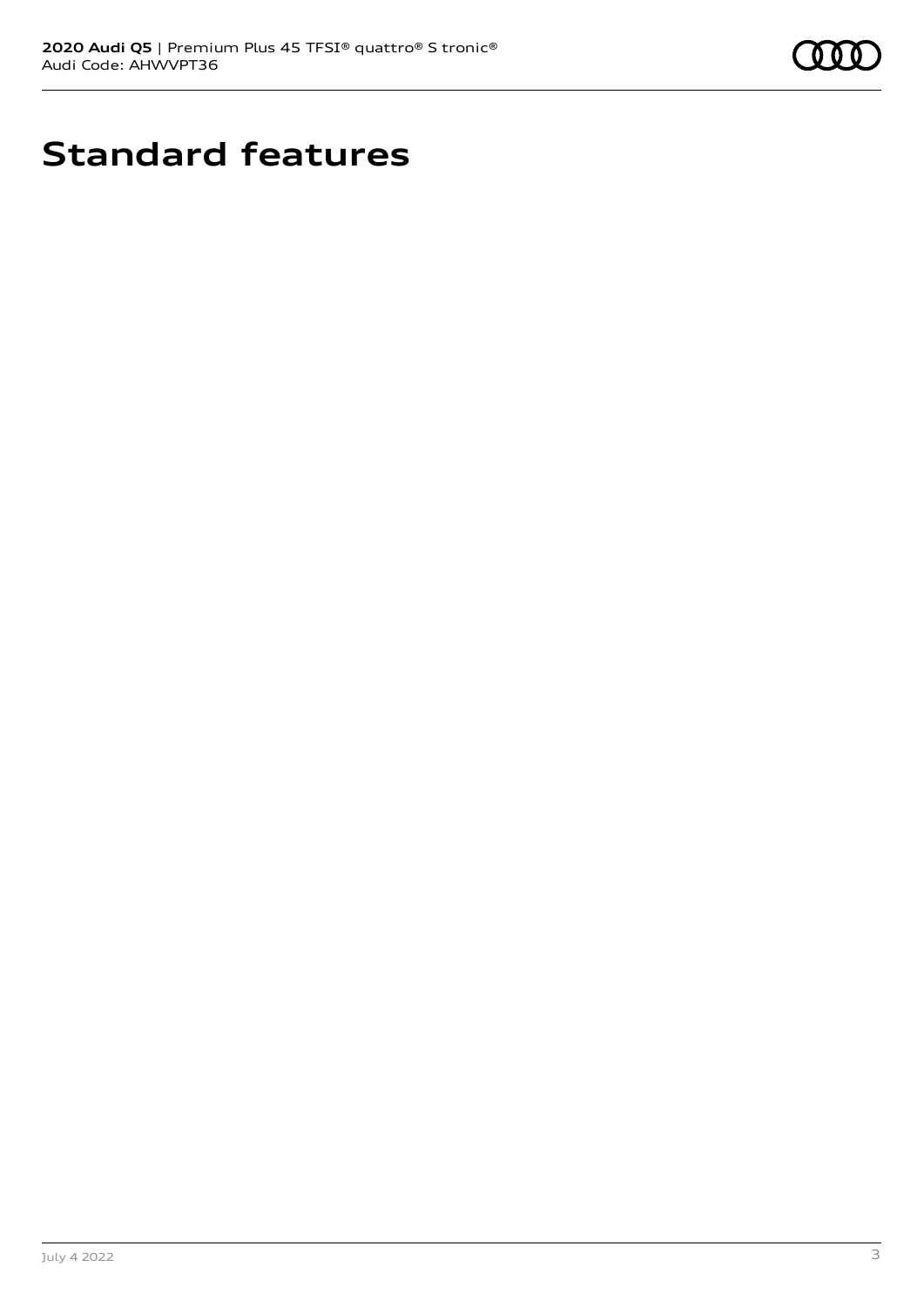# Standard features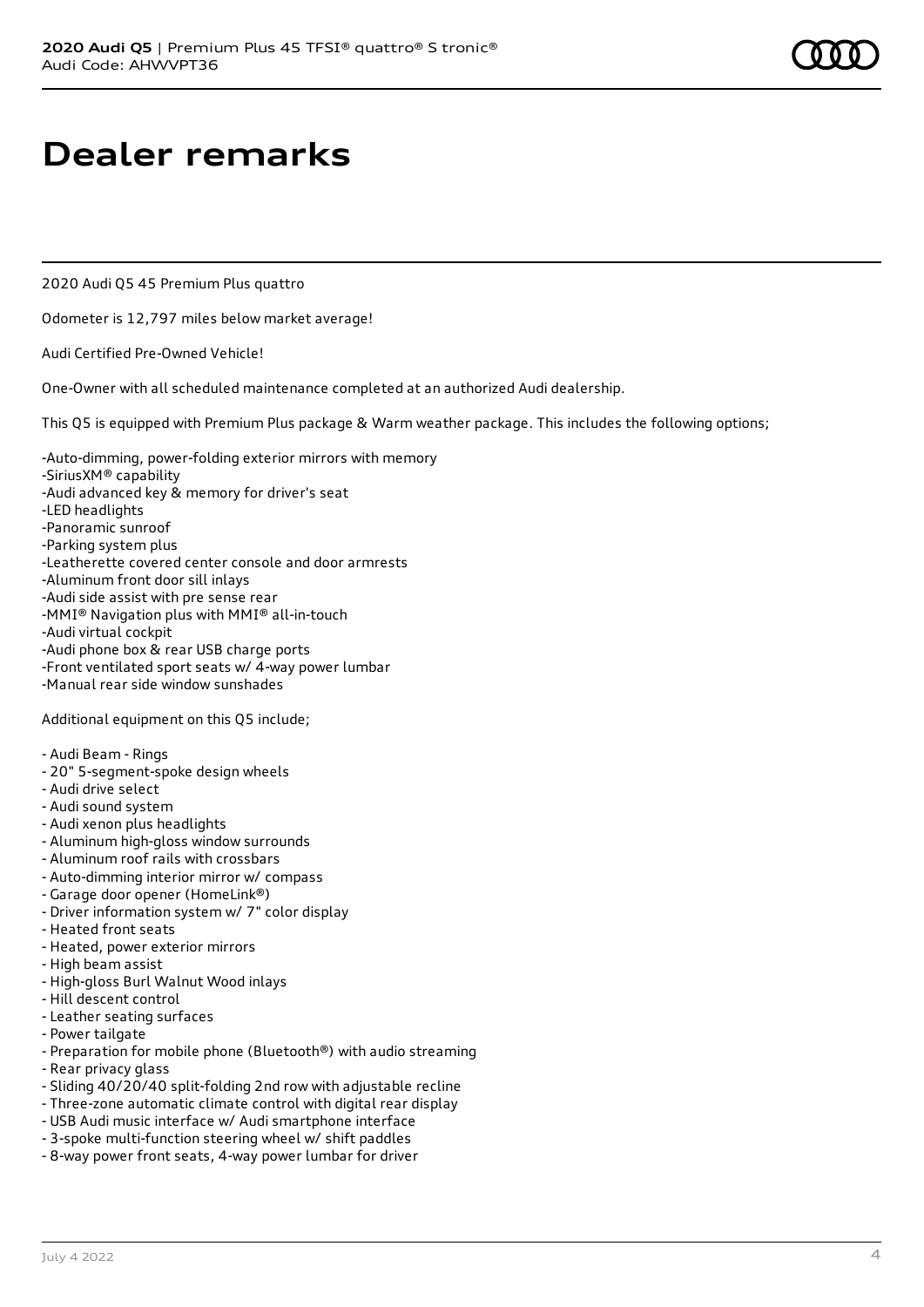# Dealer remarks

2020 Audi Q5 45 Premium Plus quattro

Odometer is 12,797 miles below market average!

Audi Certified Pre-Owned Vehicle!

One-Owner with all scheduled maintenance completed at an authorized Audi dealership.

This Q5 is equipped with Premium Plus package & Warm weather package. This includes the following options;

-Auto-dimming, power-folding exterior mirrors with memory
-SiriusXM® capability
-Audi advanced key & memory for driver's seat
-LED headlights
-Panoramic sunroof
-Parking system plus
-Leatherette covered center console and door armrests
-Aluminum front door sill inlays
-Audi side assist with pre sense rear
-MMI® Navigation plus with MMI® all-in-touch
-Audi virtual cockpit
-Audi phone box & rear USB charge ports
-Front ventilated sport seats w/ 4-way power lumbar
-Manual rear side window sunshades

Additional equipment on this Q5 include;

- Audi Beam - Rings
- 20" 5-segment-spoke design wheels
- Audi drive select
- Audi sound system
- Audi xenon plus headlights
- Aluminum high-gloss window surrounds
- Aluminum roof rails with crossbars
- Auto-dimming interior mirror w/ compass
- Garage door opener (HomeLink®)
- Driver information system w/ 7" color display
- Heated front seats
- Heated, power exterior mirrors
- High beam assist
- High-gloss Burl Walnut Wood inlays
- Hill descent control
- Leather seating surfaces
- Power tailgate
- Preparation for mobile phone (Bluetooth®) with audio streaming
- Rear privacy glass
- Sliding 40/20/40 split-folding 2nd row with adjustable recline
- Three-zone automatic climate control with digital rear display
- USB Audi music interface w/ Audi smartphone interface
- 3-spoke multi-function steering wheel w/ shift paddles
- 8-way power front seats, 4-way power lumbar for driver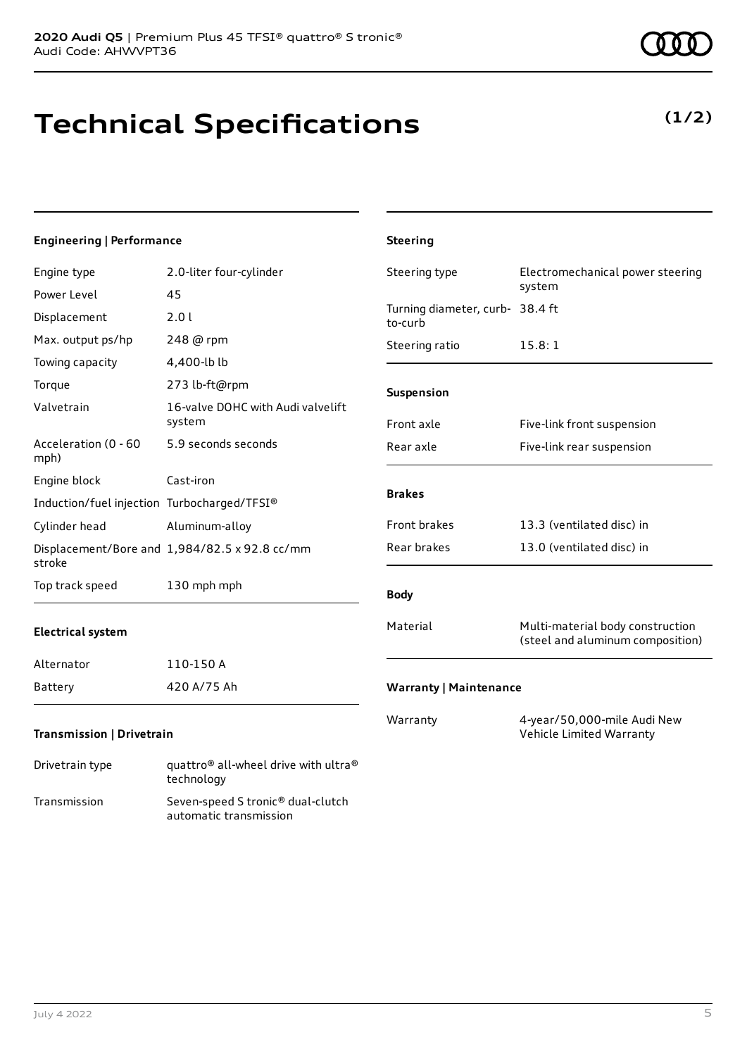# Technical Specifications

**(1/2)**

### Engineering | Performance

| | |
|---|---|
| Engine type | 2.0-liter four-cylinder |
| Power Level | 45 |
| Displacement | 2.0 l |
| Max. output ps/hp | 248 @ rpm |
| Towing capacity | 4,400-lb lb |
| Torque | 273 lb-ft@rpm |
| Valvetrain | 16-valve DOHC with Audi valvelift system |
| Acceleration (0 - 60 mph) | 5.9 seconds seconds |
| Engine block | Cast-iron |
| Induction/fuel injection | Turbocharged/TFSI® |
| Cylinder head | Aluminum-alloy |
| Displacement/Bore and stroke | 1,984/82.5 x 92.8 cc/mm |
| Top track speed | 130 mph mph |

### Electrical system

| | |
|---|---|
| Alternator | 110-150 A |
| Battery | 420 A/75 Ah |

### Transmission | Drivetrain

| | |
|---|---|
| Drivetrain type | quattro® all-wheel drive with ultra® technology |
| Transmission | Seven-speed S tronic® dual-clutch automatic transmission |

### Steering

| | |
|---|---|
| Steering type | Electromechanical power steering system |
| Turning diameter, curb-to-curb | 38.4 ft |
| Steering ratio | 15.8: 1 |

### Suspension

| | |
|---|---|
| Front axle | Five-link front suspension |
| Rear axle | Five-link rear suspension |

### Brakes

| | |
|---|---|
| Front brakes | 13.3 (ventilated disc) in |
| Rear brakes | 13.0 (ventilated disc) in |

### Body

| | |
|---|---|
| Material | Multi-material body construction (steel and aluminum composition) |

### Warranty | Maintenance

| | |
|---|---|
| Warranty | 4-year/50,000-mile Audi New Vehicle Limited Warranty |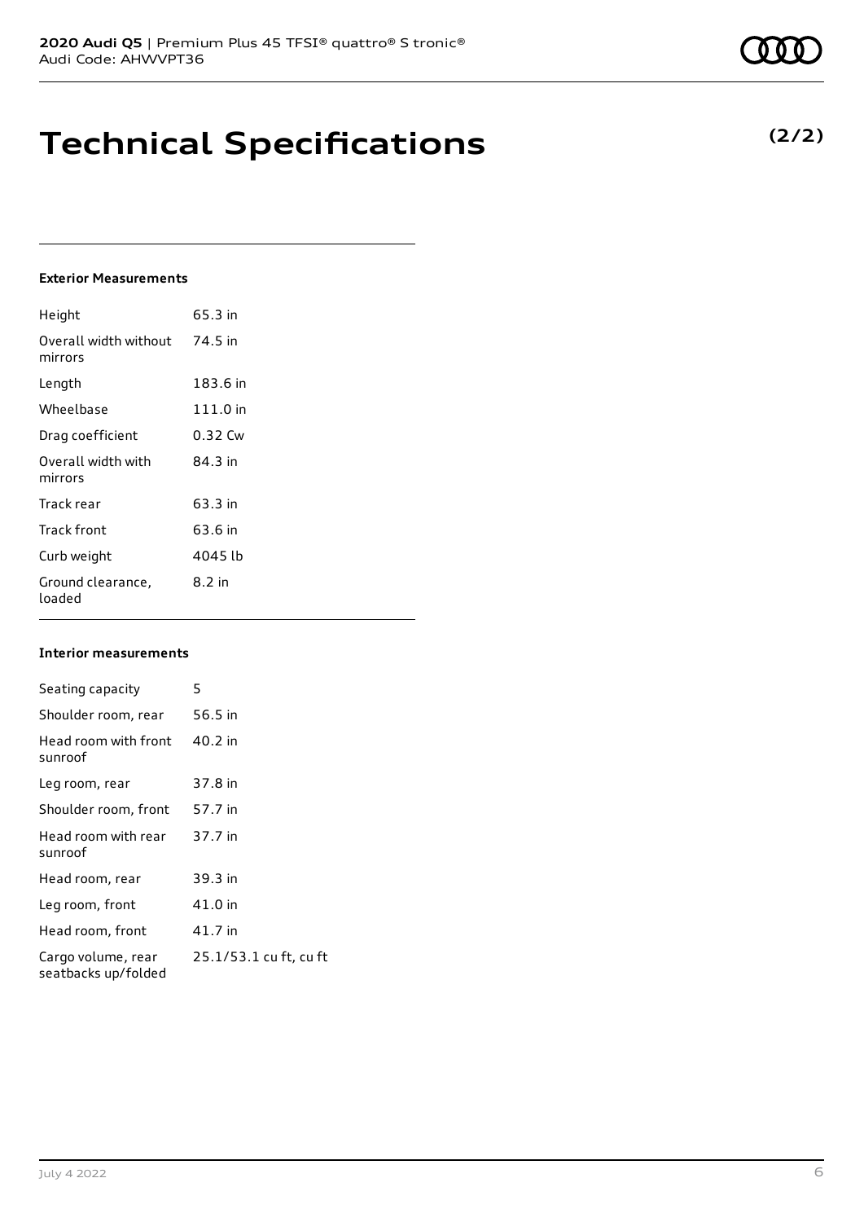# Technical Specifications

**(2/2)**

### Exterior Measurements

| | |
|---|---|
| Height | 65.3 in |
| Overall width without mirrors | 74.5 in |
| Length | 183.6 in |
| Wheelbase | 111.0 in |
| Drag coefficient | 0.32 Cw |
| Overall width with mirrors | 84.3 in |
| Track rear | 63.3 in |
| Track front | 63.6 in |
| Curb weight | 4045 lb |
| Ground clearance, loaded | 8.2 in |

### Interior measurements

| | |
|---|---|
| Seating capacity | 5 |
| Shoulder room, rear | 56.5 in |
| Head room with front sunroof | 40.2 in |
| Leg room, rear | 37.8 in |
| Shoulder room, front | 57.7 in |
| Head room with rear sunroof | 37.7 in |
| Head room, rear | 39.3 in |
| Leg room, front | 41.0 in |
| Head room, front | 41.7 in |
| Cargo volume, rear seatbacks up/folded | 25.1/53.1 cu ft, cu ft |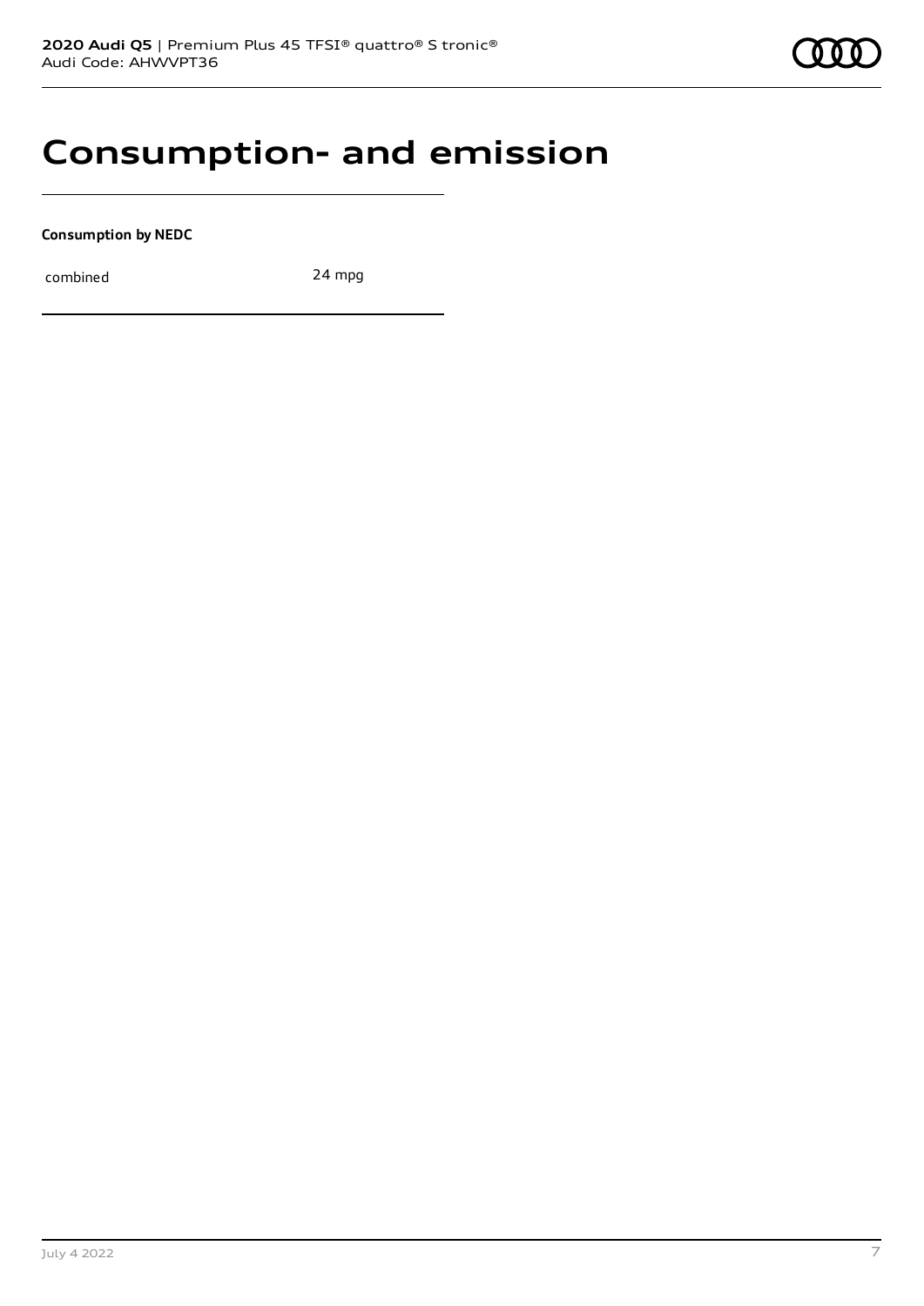# Consumption- and emission

**Consumption by NEDC**

| combined | 24 mpg |
|---|---|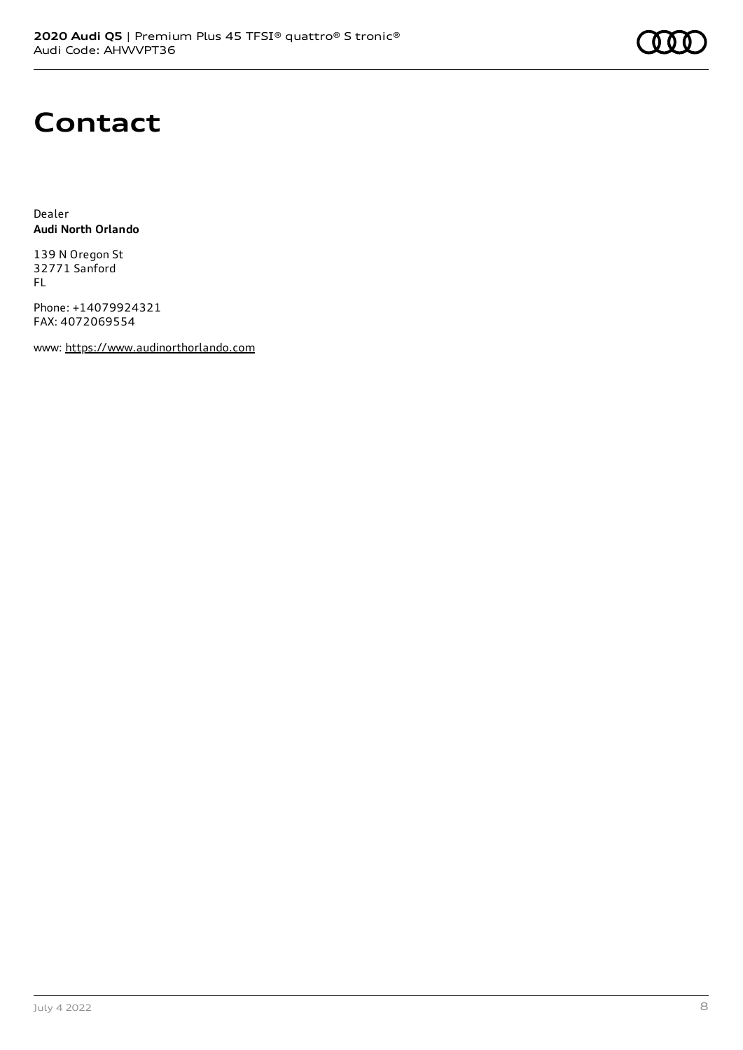# Contact

Dealer
**Audi North Orlando**

139 N Oregon St
32771 Sanford
FL

Phone: +14079924321
FAX: 4072069554

www: https://www.audinorthorlando.com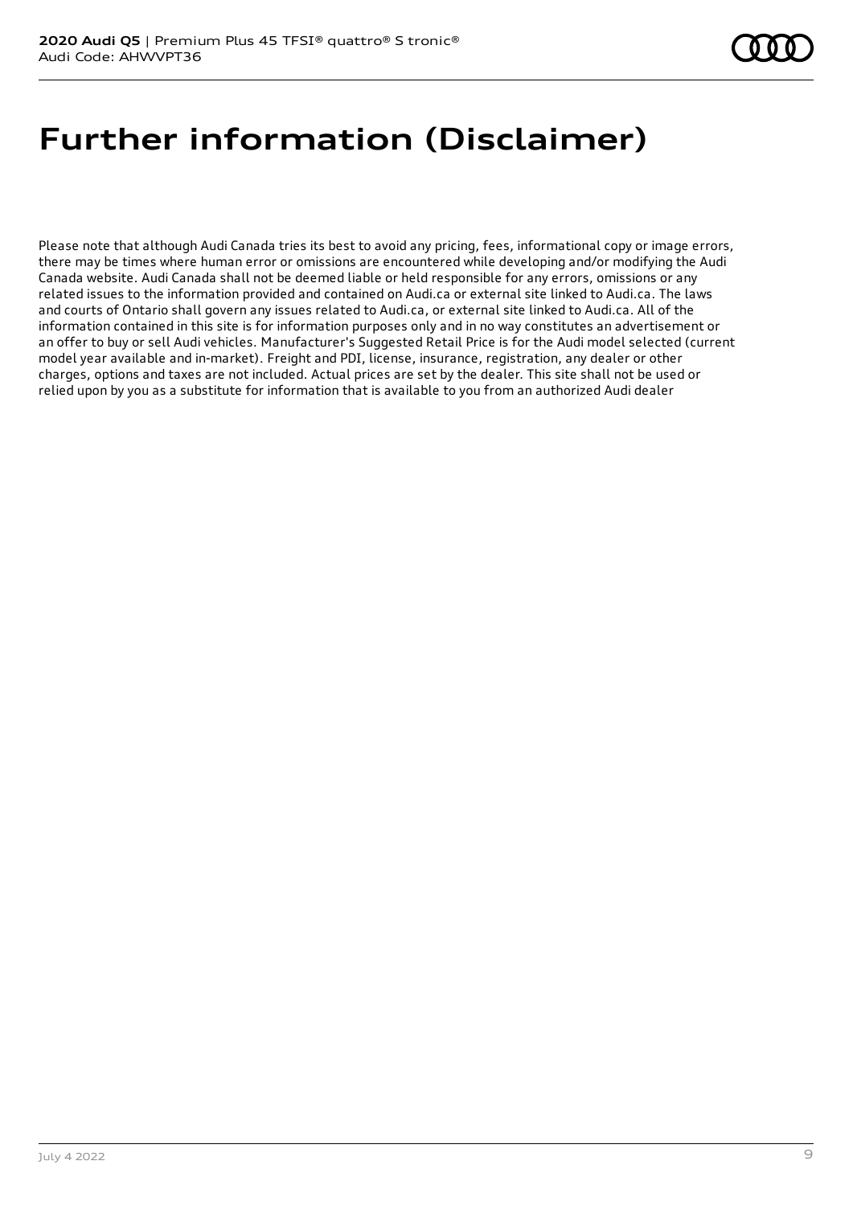# Further information (Disclaimer)

Please note that although Audi Canada tries its best to avoid any pricing, fees, informational copy or image errors, there may be times where human error or omissions are encountered while developing and/or modifying the Audi Canada website. Audi Canada shall not be deemed liable or held responsible for any errors, omissions or any related issues to the information provided and contained on Audi.ca or external site linked to Audi.ca. The laws and courts of Ontario shall govern any issues related to Audi.ca, or external site linked to Audi.ca. All of the information contained in this site is for information purposes only and in no way constitutes an advertisement or an offer to buy or sell Audi vehicles. Manufacturer's Suggested Retail Price is for the Audi model selected (current model year available and in-market). Freight and PDI, license, insurance, registration, any dealer or other charges, options and taxes are not included. Actual prices are set by the dealer. This site shall not be used or relied upon by you as a substitute for information that is available to you from an authorized Audi dealer